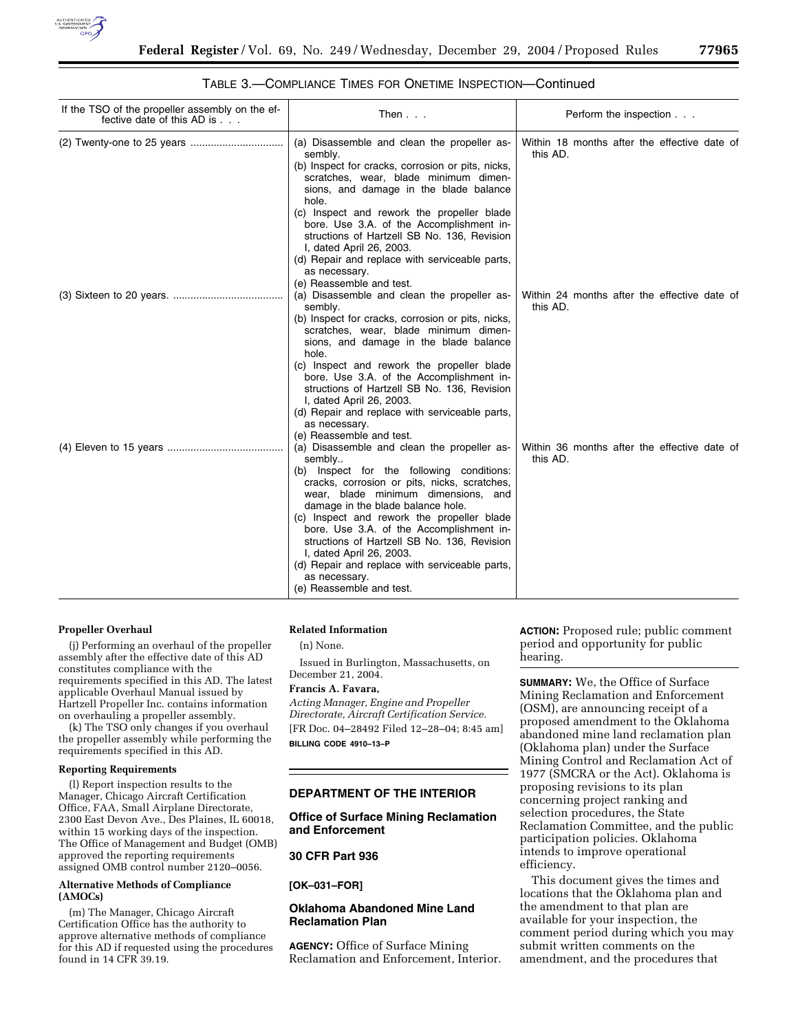TABLE 3.—COMPLIANCE TIMES FOR ONETIME INSPECTION—Continued

| If the TSO of the propeller assembly on the effective date of this AD is . . . | Then . . . | Perform the inspection . . . |
| --- | --- | --- |
| (2) Twenty-one to 25 years | (a) Disassemble and clean the propeller assembly.<br>(b) Inspect for cracks, corrosion or pits, nicks, scratches, wear, blade minimum dimensions, and damage in the blade balance hole.<br>(c) Inspect and rework the propeller blade bore. Use 3.A. of the Accomplishment instructions of Hartzell SB No. 136, Revision I, dated April 26, 2003.<br>(d) Repair and replace with serviceable parts, as necessary.<br>(e) Reassemble and test. | Within 18 months after the effective date of this AD. |
| (3) Sixteen to 20 years. | (a) Disassemble and clean the propeller assembly.<br>(b) Inspect for cracks, corrosion or pits, nicks, scratches, wear, blade minimum dimensions, and damage in the blade balance hole.<br>(c) Inspect and rework the propeller blade bore. Use 3.A. of the Accomplishment instructions of Hartzell SB No. 136, Revision I, dated April 26, 2003.<br>(d) Repair and replace with serviceable parts, as necessary.<br>(e) Reassemble and test. | Within 24 months after the effective date of this AD. |
| (4) Eleven to 15 years | (a) Disassemble and clean the propeller assembly..<br>(b) Inspect for the following conditions: cracks, corrosion or pits, nicks, scratches, wear, blade minimum dimensions, and damage in the blade balance hole.<br>(c) Inspect and rework the propeller blade bore. Use 3.A. of the Accomplishment instructions of Hartzell SB No. 136, Revision I, dated April 26, 2003.<br>(d) Repair and replace with serviceable parts, as necessary.<br>(e) Reassemble and test. | Within 36 months after the effective date of this AD. |

**Propeller Overhaul**

(j) Performing an overhaul of the propeller assembly after the effective date of this AD constitutes compliance with the requirements specified in this AD. The latest applicable Overhaul Manual issued by Hartzell Propeller Inc. contains information on overhauling a propeller assembly.

(k) The TSO only changes if you overhaul the propeller assembly while performing the requirements specified in this AD.

**Reporting Requirements**

(l) Report inspection results to the Manager, Chicago Aircraft Certification Office, FAA, Small Airplane Directorate, 2300 East Devon Ave., Des Plaines, IL 60018, within 15 working days of the inspection. The Office of Management and Budget (OMB) approved the reporting requirements assigned OMB control number 2120–0056.

**Alternative Methods of Compliance (AMOCs)**

(m) The Manager, Chicago Aircraft Certification Office has the authority to approve alternative methods of compliance for this AD if requested using the procedures found in 14 CFR 39.19.

**Related Information**

(n) None.

Issued in Burlington, Massachusetts, on December 21, 2004.

**Francis A. Favara,**

*Acting Manager, Engine and Propeller Directorate, Aircraft Certification Service.*

[FR Doc. 04–28492 Filed 12–28–04; 8:45 am]

**BILLING CODE 4910–13–P**

## DEPARTMENT OF THE INTERIOR

## Office of Surface Mining Reclamation and Enforcement

## 30 CFR Part 936

**[OK–031–FOR]**

## Oklahoma Abandoned Mine Land Reclamation Plan

**AGENCY:** Office of Surface Mining Reclamation and Enforcement, Interior.

**ACTION:** Proposed rule; public comment period and opportunity for public hearing.

**SUMMARY:** We, the Office of Surface Mining Reclamation and Enforcement (OSM), are announcing receipt of a proposed amendment to the Oklahoma abandoned mine land reclamation plan (Oklahoma plan) under the Surface Mining Control and Reclamation Act of 1977 (SMCRA or the Act). Oklahoma is proposing revisions to its plan concerning project ranking and selection procedures, the State Reclamation Committee, and the public participation policies. Oklahoma intends to improve operational efficiency.

This document gives the times and locations that the Oklahoma plan and the amendment to that plan are available for your inspection, the comment period during which you may submit written comments on the amendment, and the procedures that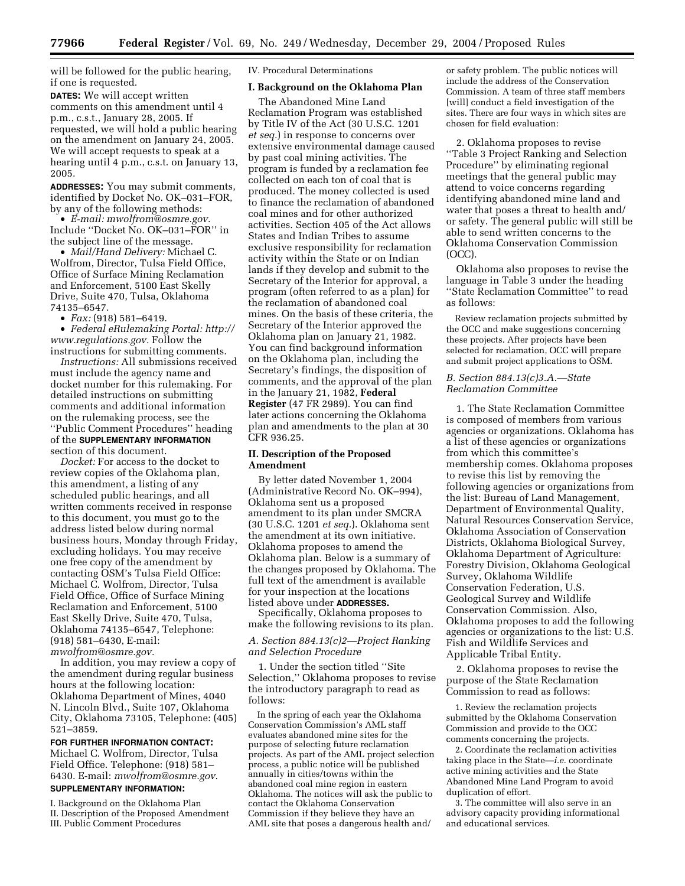will be followed for the public hearing, if one is requested.

**DATES:** We will accept written comments on this amendment until 4 p.m., c.s.t., January 28, 2005. If requested, we will hold a public hearing on the amendment on January 24, 2005. We will accept requests to speak at a hearing until 4 p.m., c.s.t. on January 13, 2005.

**ADDRESSES:** You may submit comments, identified by Docket No. OK–031–FOR, by any of the following methods:

- *E-mail: mwolfrom@osmre.gov.* Include ''Docket No. OK–031–FOR'' in the subject line of the message.
- *Mail/Hand Delivery:* Michael C. Wolfrom, Director, Tulsa Field Office, Office of Surface Mining Reclamation and Enforcement, 5100 East Skelly Drive, Suite 470, Tulsa, Oklahoma 74135–6547.
- *Fax:* (918) 581–6419.
- *Federal eRulemaking Portal: http://www.regulations.gov.* Follow the instructions for submitting comments.

*Instructions:* All submissions received must include the agency name and docket number for this rulemaking. For detailed instructions on submitting comments and additional information on the rulemaking process, see the ''Public Comment Procedures'' heading of the **SUPPLEMENTARY INFORMATION** section of this document.

*Docket:* For access to the docket to review copies of the Oklahoma plan, this amendment, a listing of any scheduled public hearings, and all written comments received in response to this document, you must go to the address listed below during normal business hours, Monday through Friday, excluding holidays. You may receive one free copy of the amendment by contacting OSM's Tulsa Field Office: Michael C. Wolfrom, Director, Tulsa Field Office, Office of Surface Mining Reclamation and Enforcement, 5100 East Skelly Drive, Suite 470, Tulsa, Oklahoma 74135–6547, Telephone: (918) 581–6430, E-mail: *mwolfrom@osmre.gov.*

In addition, you may review a copy of the amendment during regular business hours at the following location: Oklahoma Department of Mines, 4040 N. Lincoln Blvd., Suite 107, Oklahoma City, Oklahoma 73105, Telephone: (405) 521–3859.

**FOR FURTHER INFORMATION CONTACT:** Michael C. Wolfrom, Director, Tulsa Field Office. Telephone: (918) 581–6430. E-mail: *mwolfrom@osmre.gov.*

**SUPPLEMENTARY INFORMATION:**

I. Background on the Oklahoma Plan
II. Description of the Proposed Amendment
III. Public Comment Procedures
IV. Procedural Determinations

## I. Background on the Oklahoma Plan

The Abandoned Mine Land Reclamation Program was established by Title IV of the Act (30 U.S.C. 1201 *et seq.*) in response to concerns over extensive environmental damage caused by past coal mining activities. The program is funded by a reclamation fee collected on each ton of coal that is produced. The money collected is used to finance the reclamation of abandoned coal mines and for other authorized activities. Section 405 of the Act allows States and Indian Tribes to assume exclusive responsibility for reclamation activity within the State or on Indian lands if they develop and submit to the Secretary of the Interior for approval, a program (often referred to as a plan) for the reclamation of abandoned coal mines. On the basis of these criteria, the Secretary of the Interior approved the Oklahoma plan on January 21, 1982. You can find background information on the Oklahoma plan, including the Secretary's findings, the disposition of comments, and the approval of the plan in the January 21, 1982, **Federal Register** (47 FR 2989). You can find later actions concerning the Oklahoma plan and amendments to the plan at 30 CFR 936.25.

## II. Description of the Proposed Amendment

By letter dated November 1, 2004 (Administrative Record No. OK–994), Oklahoma sent us a proposed amendment to its plan under SMCRA (30 U.S.C. 1201 *et seq.*). Oklahoma sent the amendment at its own initiative. Oklahoma proposes to amend the Oklahoma plan. Below is a summary of the changes proposed by Oklahoma. The full text of the amendment is available for your inspection at the locations listed above under **ADDRESSES.**

Specifically, Oklahoma proposes to make the following revisions to its plan.

### *A. Section 884.13(c)2—Project Ranking and Selection Procedure*

1. Under the section titled ''Site Selection,'' Oklahoma proposes to revise the introductory paragraph to read as follows:

> In the spring of each year the Oklahoma Conservation Commission's AML staff evaluates abandoned mine sites for the purpose of selecting future reclamation projects. As part of the AML project selection process, a public notice will be published annually in cities/towns within the abandoned coal mine region in eastern Oklahoma. The notices will ask the public to contact the Oklahoma Conservation Commission if they believe they have an AML site that poses a dangerous health and/or safety problem. The public notices will include the address of the Conservation Commission. A team of three staff members [will] conduct a field investigation of the sites. There are four ways in which sites are chosen for field evaluation:

2. Oklahoma proposes to revise ''Table 3 Project Ranking and Selection Procedure'' by eliminating regional meetings that the general public may attend to voice concerns regarding identifying abandoned mine land and water that poses a threat to health and/or safety. The general public will still be able to send written concerns to the Oklahoma Conservation Commission (OCC).

Oklahoma also proposes to revise the language in Table 3 under the heading ''State Reclamation Committee'' to read as follows:

> Review reclamation projects submitted by the OCC and make suggestions concerning these projects. After projects have been selected for reclamation, OCC will prepare and submit project applications to OSM.

### *B. Section 884.13(c)3.A.—State Reclamation Committee*

1. The State Reclamation Committee is composed of members from various agencies or organizations. Oklahoma has a list of these agencies or organizations from which this committee's membership comes. Oklahoma proposes to revise this list by removing the following agencies or organizations from the list: Bureau of Land Management, Department of Environmental Quality, Natural Resources Conservation Service, Oklahoma Association of Conservation Districts, Oklahoma Biological Survey, Oklahoma Department of Agriculture: Forestry Division, Oklahoma Geological Survey, Oklahoma Wildlife Conservation Federation, U.S. Geological Survey and Wildlife Conservation Commission. Also, Oklahoma proposes to add the following agencies or organizations to the list: U.S. Fish and Wildlife Services and Applicable Tribal Entity.

2. Oklahoma proposes to revise the purpose of the State Reclamation Commission to read as follows:

> 1. Review the reclamation projects submitted by the Oklahoma Conservation Commission and provide to the OCC comments concerning the projects.
>
> 2. Coordinate the reclamation activities taking place in the State—*i.e.* coordinate active mining activities and the State Abandoned Mine Land Program to avoid duplication of effort.
>
> 3. The committee will also serve in an advisory capacity providing informational and educational services.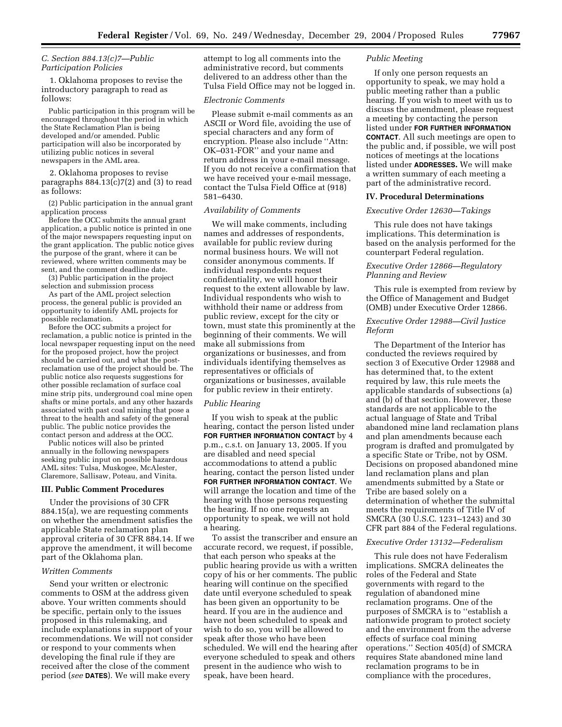### C. Section 884.13(c)7—Public Participation Policies

1. Oklahoma proposes to revise the introductory paragraph to read as follows:

Public participation in this program will be encouraged throughout the period in which the State Reclamation Plan is being developed and/or amended. Public participation will also be incorporated by utilizing public notices in several newspapers in the AML area.

2. Oklahoma proposes to revise paragraphs 884.13(c)7(2) and (3) to read as follows:

(2) Public participation in the annual grant application process

Before the OCC submits the annual grant application, a public notice is printed in one of the major newspapers requesting input on the grant application. The public notice gives the purpose of the grant, where it can be reviewed, where written comments may be sent, and the comment deadline date.

(3) Public participation in the project selection and submission process

As part of the AML project selection process, the general public is provided an opportunity to identify AML projects for possible reclamation.

Before the OCC submits a project for reclamation, a public notice is printed in the local newspaper requesting input on the need for the proposed project, how the project should be carried out, and what the post-reclamation use of the project should be. The public notice also requests suggestions for other possible reclamation of surface coal mine strip pits, underground coal mine open shafts or mine portals, and any other hazards associated with past coal mining that pose a threat to the health and safety of the general public. The public notice provides the contact person and address at the OCC.

Public notices will also be printed annually in the following newspapers seeking public input on possible hazardous AML sites: Tulsa, Muskogee, McAlester, Claremore, Sallisaw, Poteau, and Vinita.

## III. Public Comment Procedures

Under the provisions of 30 CFR 884.15(a), we are requesting comments on whether the amendment satisfies the applicable State reclamation plan approval criteria of 30 CFR 884.14. If we approve the amendment, it will become part of the Oklahoma plan.

### Written Comments

Send your written or electronic comments to OSM at the address given above. Your written comments should be specific, pertain only to the issues proposed in this rulemaking, and include explanations in support of your recommendations. We will not consider or respond to your comments when developing the final rule if they are received after the close of the comment period (*see* **DATES**). We will make every attempt to log all comments into the administrative record, but comments delivered to an address other than the Tulsa Field Office may not be logged in.

### Electronic Comments

Please submit e-mail comments as an ASCII or Word file, avoiding the use of special characters and any form of encryption. Please also include ''Attn: OK–031-FOR'' and your name and return address in your e-mail message. If you do not receive a confirmation that we have received your e-mail message, contact the Tulsa Field Office at (918) 581–6430.

### Availability of Comments

We will make comments, including names and addresses of respondents, available for public review during normal business hours. We will not consider anonymous comments. If individual respondents request confidentiality, we will honor their request to the extent allowable by law. Individual respondents who wish to withhold their name or address from public review, except for the city or town, must state this prominently at the beginning of their comments. We will make all submissions from organizations or businesses, and from individuals identifying themselves as representatives or officials of organizations or businesses, available for public review in their entirety.

### Public Hearing

If you wish to speak at the public hearing, contact the person listed under **FOR FURTHER INFORMATION CONTACT** by 4 p.m., c.s.t. on January 13, 2005. If you are disabled and need special accommodations to attend a public hearing, contact the person listed under **FOR FURTHER INFORMATION CONTACT**. We will arrange the location and time of the hearing with those persons requesting the hearing. If no one requests an opportunity to speak, we will not hold a hearing.

To assist the transcriber and ensure an accurate record, we request, if possible, that each person who speaks at the public hearing provide us with a written copy of his or her comments. The public hearing will continue on the specified date until everyone scheduled to speak has been given an opportunity to be heard. If you are in the audience and have not been scheduled to speak and wish to do so, you will be allowed to speak after those who have been scheduled. We will end the hearing after everyone scheduled to speak and others present in the audience who wish to speak, have been heard.

### Public Meeting

If only one person requests an opportunity to speak, we may hold a public meeting rather than a public hearing. If you wish to meet with us to discuss the amendment, please request a meeting by contacting the person listed under **FOR FURTHER INFORMATION CONTACT**. All such meetings are open to the public and, if possible, we will post notices of meetings at the locations listed under **ADDRESSES.** We will make a written summary of each meeting a part of the administrative record.

## IV. Procedural Determinations

### Executive Order 12630—Takings

This rule does not have takings implications. This determination is based on the analysis performed for the counterpart Federal regulation.

### Executive Order 12866—Regulatory Planning and Review

This rule is exempted from review by the Office of Management and Budget (OMB) under Executive Order 12866.

### Executive Order 12988—Civil Justice Reform

The Department of the Interior has conducted the reviews required by section 3 of Executive Order 12988 and has determined that, to the extent required by law, this rule meets the applicable standards of subsections (a) and (b) of that section. However, these standards are not applicable to the actual language of State and Tribal abandoned mine land reclamation plans and plan amendments because each program is drafted and promulgated by a specific State or Tribe, not by OSM. Decisions on proposed abandoned mine land reclamation plans and plan amendments submitted by a State or Tribe are based solely on a determination of whether the submittal meets the requirements of Title IV of SMCRA (30 U.S.C. 1231–1243) and 30 CFR part 884 of the Federal regulations.

### Executive Order 13132—Federalism

This rule does not have Federalism implications. SMCRA delineates the roles of the Federal and State governments with regard to the regulation of abandoned mine reclamation programs. One of the purposes of SMCRA is to ''establish a nationwide program to protect society and the environment from the adverse effects of surface coal mining operations.'' Section 405(d) of SMCRA requires State abandoned mine land reclamation programs to be in compliance with the procedures,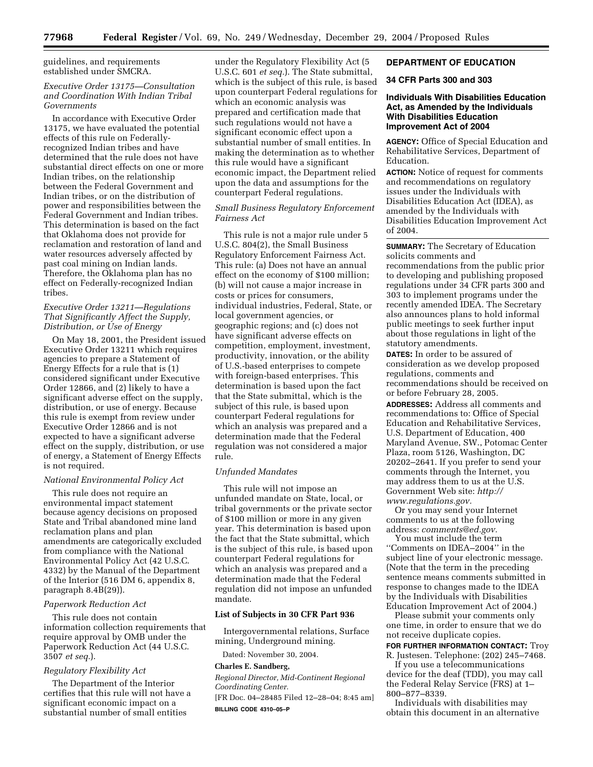guidelines, and requirements established under SMCRA.

*Executive Order 13175—Consultation and Coordination With Indian Tribal Governments*

In accordance with Executive Order 13175, we have evaluated the potential effects of this rule on Federally-recognized Indian tribes and have determined that the rule does not have substantial direct effects on one or more Indian tribes, on the relationship between the Federal Government and Indian tribes, or on the distribution of power and responsibilities between the Federal Government and Indian tribes. This determination is based on the fact that Oklahoma does not provide for reclamation and restoration of land and water resources adversely affected by past coal mining on Indian lands. Therefore, the Oklahoma plan has no effect on Federally-recognized Indian tribes.

*Executive Order 13211—Regulations That Significantly Affect the Supply, Distribution, or Use of Energy*

On May 18, 2001, the President issued Executive Order 13211 which requires agencies to prepare a Statement of Energy Effects for a rule that is (1) considered significant under Executive Order 12866, and (2) likely to have a significant adverse effect on the supply, distribution, or use of energy. Because this rule is exempt from review under Executive Order 12866 and is not expected to have a significant adverse effect on the supply, distribution, or use of energy, a Statement of Energy Effects is not required.

*National Environmental Policy Act*

This rule does not require an environmental impact statement because agency decisions on proposed State and Tribal abandoned mine land reclamation plans and plan amendments are categorically excluded from compliance with the National Environmental Policy Act (42 U.S.C. 4332) by the Manual of the Department of the Interior (516 DM 6, appendix 8, paragraph 8.4B(29)).

*Paperwork Reduction Act*

This rule does not contain information collection requirements that require approval by OMB under the Paperwork Reduction Act (44 U.S.C. 3507 *et seq.*).

*Regulatory Flexibility Act*

The Department of the Interior certifies that this rule will not have a significant economic impact on a substantial number of small entities under the Regulatory Flexibility Act (5 U.S.C. 601 *et seq.*). The State submittal, which is the subject of this rule, is based upon counterpart Federal regulations for which an economic analysis was prepared and certification made that such regulations would not have a significant economic effect upon a substantial number of small entities. In making the determination as to whether this rule would have a significant economic impact, the Department relied upon the data and assumptions for the counterpart Federal regulations.

*Small Business Regulatory Enforcement Fairness Act*

This rule is not a major rule under 5 U.S.C. 804(2), the Small Business Regulatory Enforcement Fairness Act. This rule: (a) Does not have an annual effect on the economy of $100 million; (b) will not cause a major increase in costs or prices for consumers, individual industries, Federal, State, or local government agencies, or geographic regions; and (c) does not have significant adverse effects on competition, employment, investment, productivity, innovation, or the ability of U.S.-based enterprises to compete with foreign-based enterprises. This determination is based upon the fact that the State submittal, which is the subject of this rule, is based upon counterpart Federal regulations for which an analysis was prepared and a determination made that the Federal regulation was not considered a major rule.

*Unfunded Mandates*

This rule will not impose an unfunded mandate on State, local, or tribal governments or the private sector of $100 million or more in any given year. This determination is based upon the fact that the State submittal, which is the subject of this rule, is based upon counterpart Federal regulations for which an analysis was prepared and a determination made that the Federal regulation did not impose an unfunded mandate.

**List of Subjects in 30 CFR Part 936**

Intergovernmental relations, Surface mining, Underground mining.

Dated: November 30, 2004.

**Charles E. Sandberg,**

*Regional Director, Mid-Continent Regional Coordinating Center.*

[FR Doc. 04–28485 Filed 12–28–04; 8:45 am]

**BILLING CODE 4310–05–P**

## DEPARTMENT OF EDUCATION

## 34 CFR Parts 300 and 303

## Individuals With Disabilities Education Act, as Amended by the Individuals With Disabilities Education Improvement Act of 2004

**AGENCY:** Office of Special Education and Rehabilitative Services, Department of Education.

**ACTION:** Notice of request for comments and recommendations on regulatory issues under the Individuals with Disabilities Education Act (IDEA), as amended by the Individuals with Disabilities Education Improvement Act of 2004.

**SUMMARY:** The Secretary of Education solicits comments and recommendations from the public prior to developing and publishing proposed regulations under 34 CFR parts 300 and 303 to implement programs under the recently amended IDEA. The Secretary also announces plans to hold informal public meetings to seek further input about those regulations in light of the statutory amendments.

**DATES:** In order to be assured of consideration as we develop proposed regulations, comments and recommendations should be received on or before February 28, 2005.

**ADDRESSES:** Address all comments and recommendations to: Office of Special Education and Rehabilitative Services, U.S. Department of Education, 400 Maryland Avenue, SW., Potomac Center Plaza, room 5126, Washington, DC 20202–2641. If you prefer to send your comments through the Internet, you may address them to us at the U.S. Government Web site: *http://www.regulations.gov.*

Or you may send your Internet comments to us at the following address: *comments@ed.gov.*

You must include the term ''Comments on IDEA–2004'' in the subject line of your electronic message. (Note that the term in the preceding sentence means comments submitted in response to changes made to the IDEA by the Individuals with Disabilities Education Improvement Act of 2004.)

Please submit your comments only one time, in order to ensure that we do not receive duplicate copies.

**FOR FURTHER INFORMATION CONTACT:** Troy R. Justesen. Telephone: (202) 245–7468.

If you use a telecommunications device for the deaf (TDD), you may call the Federal Relay Service (FRS) at 1–800–877–8339.

Individuals with disabilities may obtain this document in an alternative